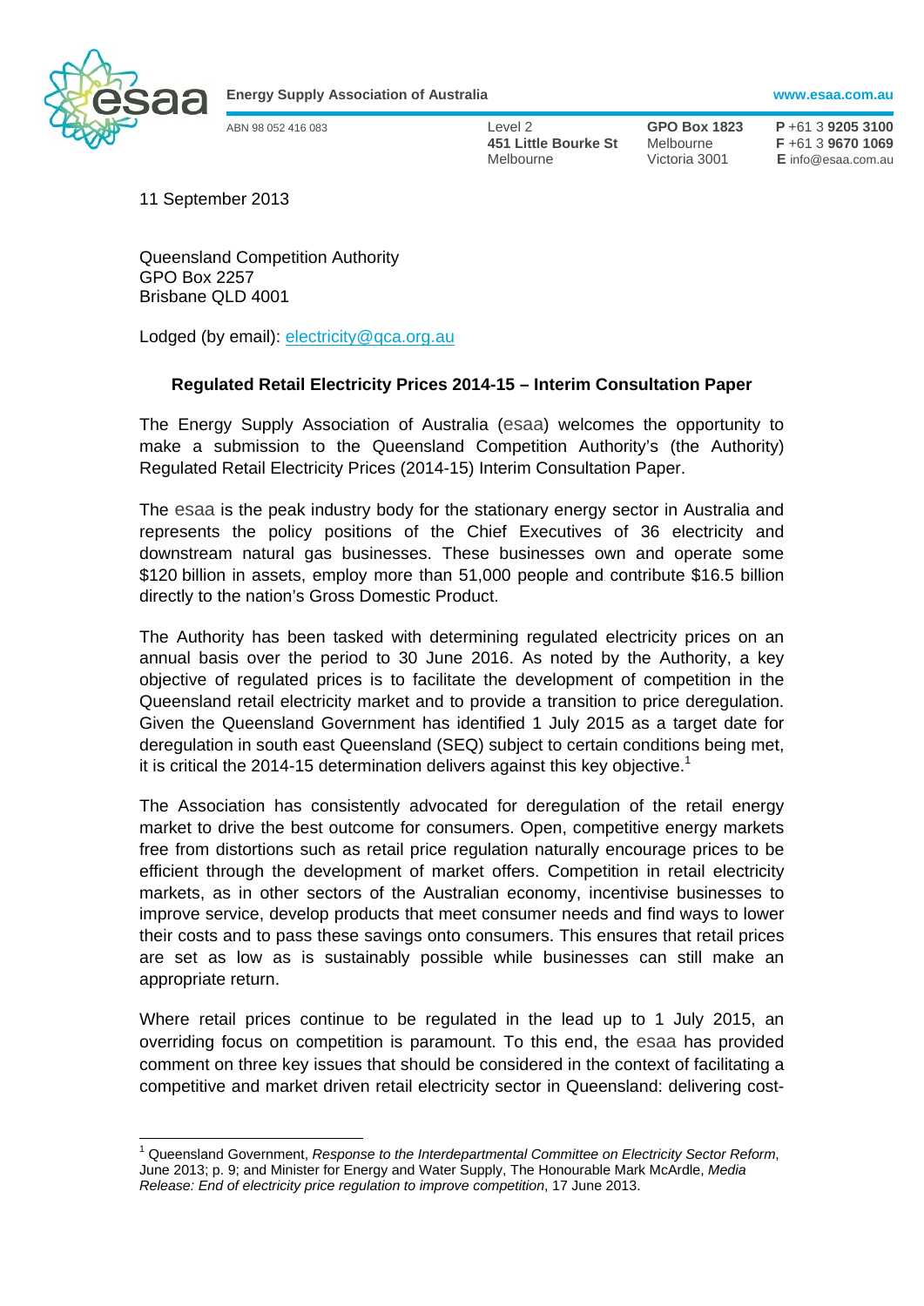**Energy Supply Association of Australia** www.esaa.com.au

ABN 98 052 416 083

Level 2
**451 Little Bourke St**
Melbourne

**GPO Box 1823**
Melbourne
Victoria 3001

**P** +61 3 **9205 3100**
**F** +61 3 **9670 1069**
**E** info@esaa.com.au

11 September 2013

Queensland Competition Authority
GPO Box 2257
Brisbane QLD 4001

Lodged (by email): electricity@qca.org.au

**Regulated Retail Electricity Prices 2014-15 – Interim Consultation Paper**

The Energy Supply Association of Australia (esaa) welcomes the opportunity to make a submission to the Queensland Competition Authority's (the Authority) Regulated Retail Electricity Prices (2014-15) Interim Consultation Paper.

The esaa is the peak industry body for the stationary energy sector in Australia and represents the policy positions of the Chief Executives of 36 electricity and downstream natural gas businesses. These businesses own and operate some $120 billion in assets, employ more than 51,000 people and contribute $16.5 billion directly to the nation's Gross Domestic Product.

The Authority has been tasked with determining regulated electricity prices on an annual basis over the period to 30 June 2016. As noted by the Authority, a key objective of regulated prices is to facilitate the development of competition in the Queensland retail electricity market and to provide a transition to price deregulation. Given the Queensland Government has identified 1 July 2015 as a target date for deregulation in south east Queensland (SEQ) subject to certain conditions being met, it is critical the 2014-15 determination delivers against this key objective.[1]

The Association has consistently advocated for deregulation of the retail energy market to drive the best outcome for consumers. Open, competitive energy markets free from distortions such as retail price regulation naturally encourage prices to be efficient through the development of market offers. Competition in retail electricity markets, as in other sectors of the Australian economy, incentivise businesses to improve service, develop products that meet consumer needs and find ways to lower their costs and to pass these savings onto consumers. This ensures that retail prices are set as low as is sustainably possible while businesses can still make an appropriate return.

Where retail prices continue to be regulated in the lead up to 1 July 2015, an overriding focus on competition is paramount. To this end, the esaa has provided comment on three key issues that should be considered in the context of facilitating a competitive and market driven retail electricity sector in Queensland: delivering cost-

---

[1] Queensland Government, *Response to the Interdepartmental Committee on Electricity Sector Reform*, June 2013; p. 9; and Minister for Energy and Water Supply, The Honourable Mark McArdle, *Media Release: End of electricity price regulation to improve competition*, 17 June 2013.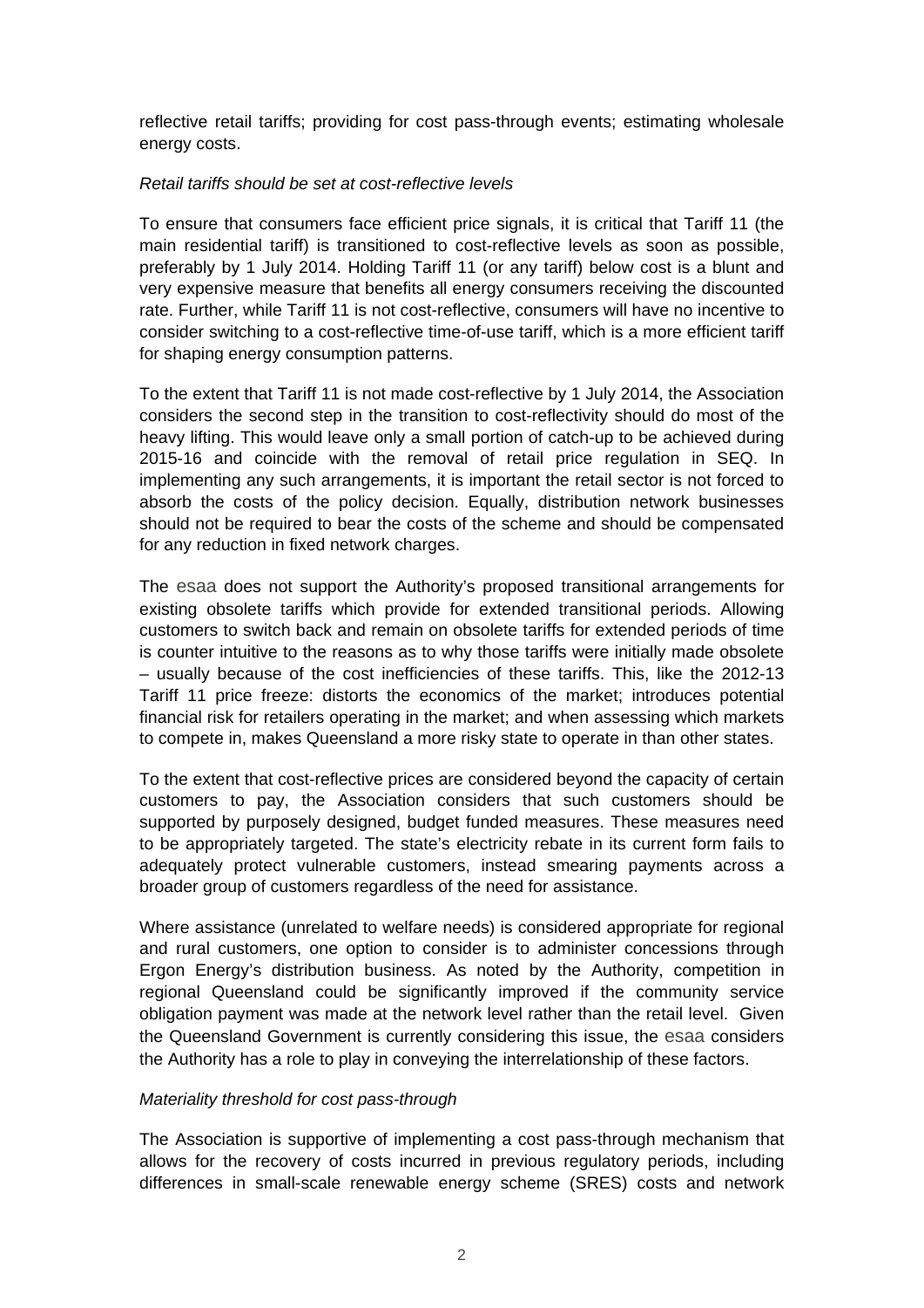reflective retail tariffs; providing for cost pass-through events; estimating wholesale energy costs.

*Retail tariffs should be set at cost-reflective levels*

To ensure that consumers face efficient price signals, it is critical that Tariff 11 (the main residential tariff) is transitioned to cost-reflective levels as soon as possible, preferably by 1 July 2014. Holding Tariff 11 (or any tariff) below cost is a blunt and very expensive measure that benefits all energy consumers receiving the discounted rate. Further, while Tariff 11 is not cost-reflective, consumers will have no incentive to consider switching to a cost-reflective time-of-use tariff, which is a more efficient tariff for shaping energy consumption patterns.

To the extent that Tariff 11 is not made cost-reflective by 1 July 2014, the Association considers the second step in the transition to cost-reflectivity should do most of the heavy lifting. This would leave only a small portion of catch-up to be achieved during 2015-16 and coincide with the removal of retail price regulation in SEQ. In implementing any such arrangements, it is important the retail sector is not forced to absorb the costs of the policy decision. Equally, distribution network businesses should not be required to bear the costs of the scheme and should be compensated for any reduction in fixed network charges.

The esaa does not support the Authority's proposed transitional arrangements for existing obsolete tariffs which provide for extended transitional periods. Allowing customers to switch back and remain on obsolete tariffs for extended periods of time is counter intuitive to the reasons as to why those tariffs were initially made obsolete – usually because of the cost inefficiencies of these tariffs. This, like the 2012-13 Tariff 11 price freeze: distorts the economics of the market; introduces potential financial risk for retailers operating in the market; and when assessing which markets to compete in, makes Queensland a more risky state to operate in than other states.

To the extent that cost-reflective prices are considered beyond the capacity of certain customers to pay, the Association considers that such customers should be supported by purposely designed, budget funded measures. These measures need to be appropriately targeted. The state's electricity rebate in its current form fails to adequately protect vulnerable customers, instead smearing payments across a broader group of customers regardless of the need for assistance.

Where assistance (unrelated to welfare needs) is considered appropriate for regional and rural customers, one option to consider is to administer concessions through Ergon Energy's distribution business. As noted by the Authority, competition in regional Queensland could be significantly improved if the community service obligation payment was made at the network level rather than the retail level. Given the Queensland Government is currently considering this issue, the esaa considers the Authority has a role to play in conveying the interrelationship of these factors.

*Materiality threshold for cost pass-through*

The Association is supportive of implementing a cost pass-through mechanism that allows for the recovery of costs incurred in previous regulatory periods, including differences in small-scale renewable energy scheme (SRES) costs and network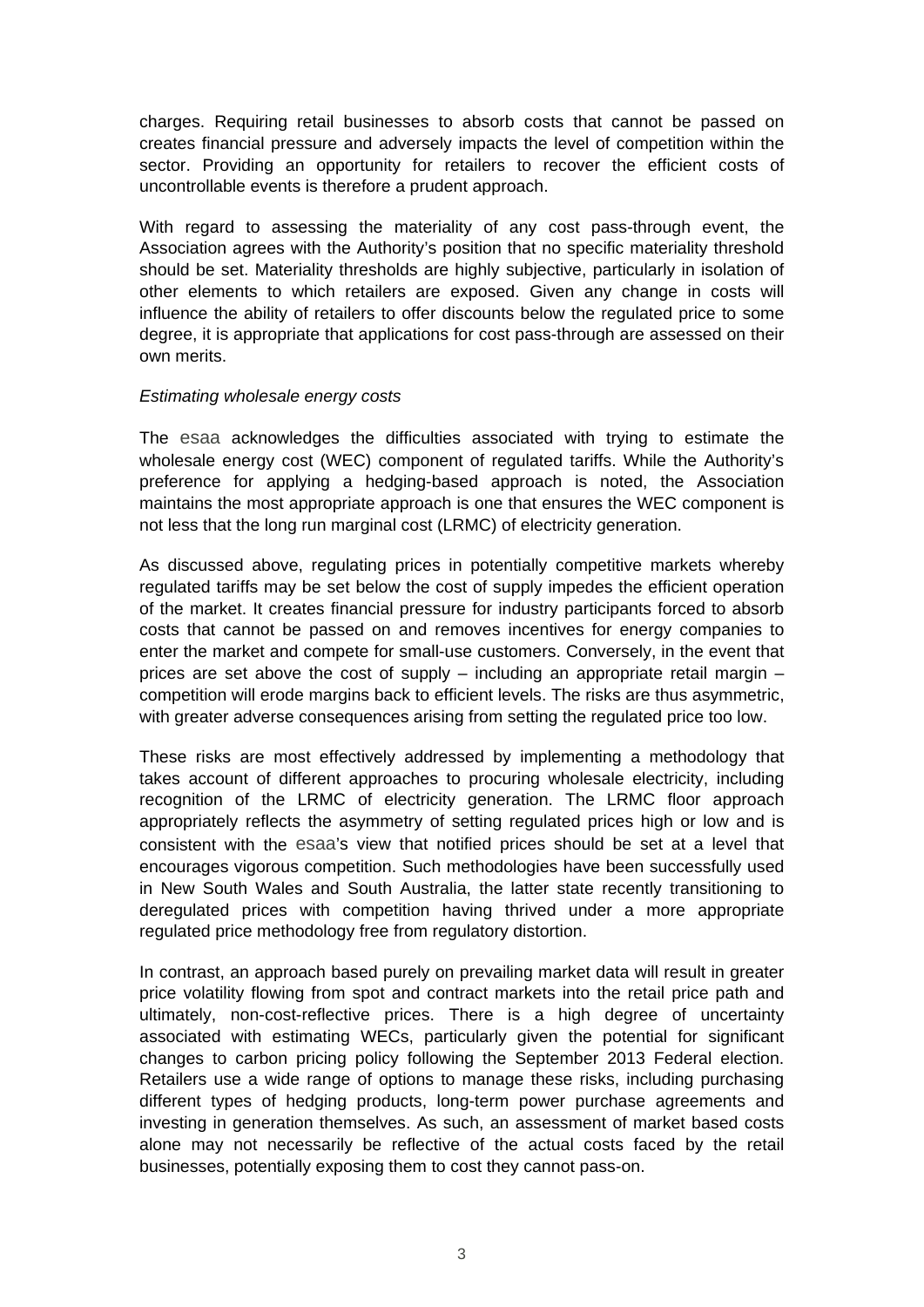charges. Requiring retail businesses to absorb costs that cannot be passed on creates financial pressure and adversely impacts the level of competition within the sector. Providing an opportunity for retailers to recover the efficient costs of uncontrollable events is therefore a prudent approach.

With regard to assessing the materiality of any cost pass-through event, the Association agrees with the Authority's position that no specific materiality threshold should be set. Materiality thresholds are highly subjective, particularly in isolation of other elements to which retailers are exposed. Given any change in costs will influence the ability of retailers to offer discounts below the regulated price to some degree, it is appropriate that applications for cost pass-through are assessed on their own merits.

*Estimating wholesale energy costs*

The esaa acknowledges the difficulties associated with trying to estimate the wholesale energy cost (WEC) component of regulated tariffs. While the Authority's preference for applying a hedging-based approach is noted, the Association maintains the most appropriate approach is one that ensures the WEC component is not less that the long run marginal cost (LRMC) of electricity generation.

As discussed above, regulating prices in potentially competitive markets whereby regulated tariffs may be set below the cost of supply impedes the efficient operation of the market. It creates financial pressure for industry participants forced to absorb costs that cannot be passed on and removes incentives for energy companies to enter the market and compete for small-use customers. Conversely, in the event that prices are set above the cost of supply – including an appropriate retail margin – competition will erode margins back to efficient levels. The risks are thus asymmetric, with greater adverse consequences arising from setting the regulated price too low.

These risks are most effectively addressed by implementing a methodology that takes account of different approaches to procuring wholesale electricity, including recognition of the LRMC of electricity generation. The LRMC floor approach appropriately reflects the asymmetry of setting regulated prices high or low and is consistent with the esaa's view that notified prices should be set at a level that encourages vigorous competition. Such methodologies have been successfully used in New South Wales and South Australia, the latter state recently transitioning to deregulated prices with competition having thrived under a more appropriate regulated price methodology free from regulatory distortion.

In contrast, an approach based purely on prevailing market data will result in greater price volatility flowing from spot and contract markets into the retail price path and ultimately, non-cost-reflective prices. There is a high degree of uncertainty associated with estimating WECs, particularly given the potential for significant changes to carbon pricing policy following the September 2013 Federal election. Retailers use a wide range of options to manage these risks, including purchasing different types of hedging products, long-term power purchase agreements and investing in generation themselves. As such, an assessment of market based costs alone may not necessarily be reflective of the actual costs faced by the retail businesses, potentially exposing them to cost they cannot pass-on.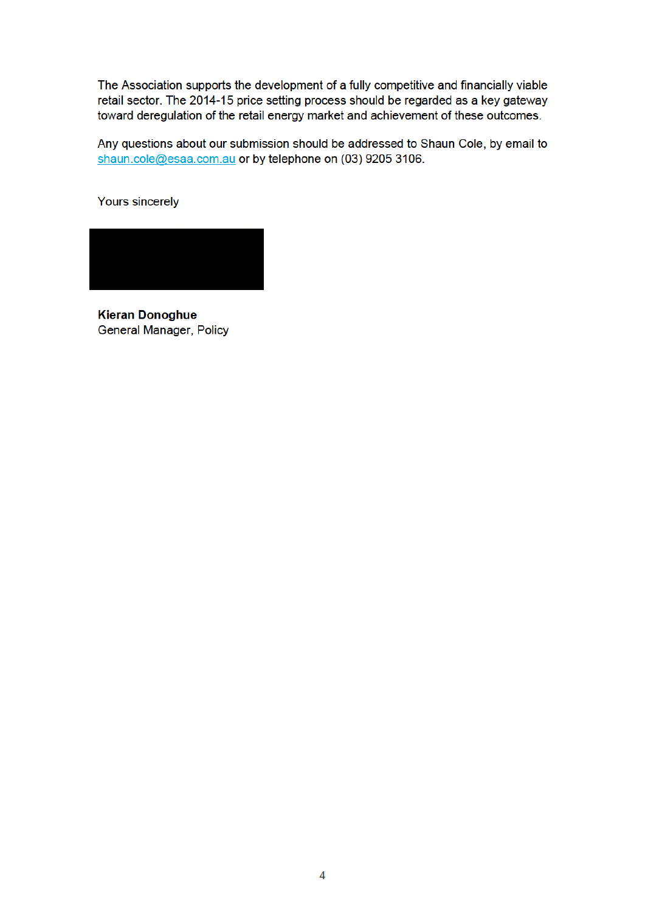The Association supports the development of a fully competitive and financially viable retail sector. The 2014-15 price setting process should be regarded as a key gateway toward deregulation of the retail energy market and achievement of these outcomes.

Any questions about our submission should be addressed to Shaun Cole, by email to shaun.cole@esaa.com.au or by telephone on (03) 9205 3106.

Yours sincerely

**Kieran Donoghue**
General Manager, Policy